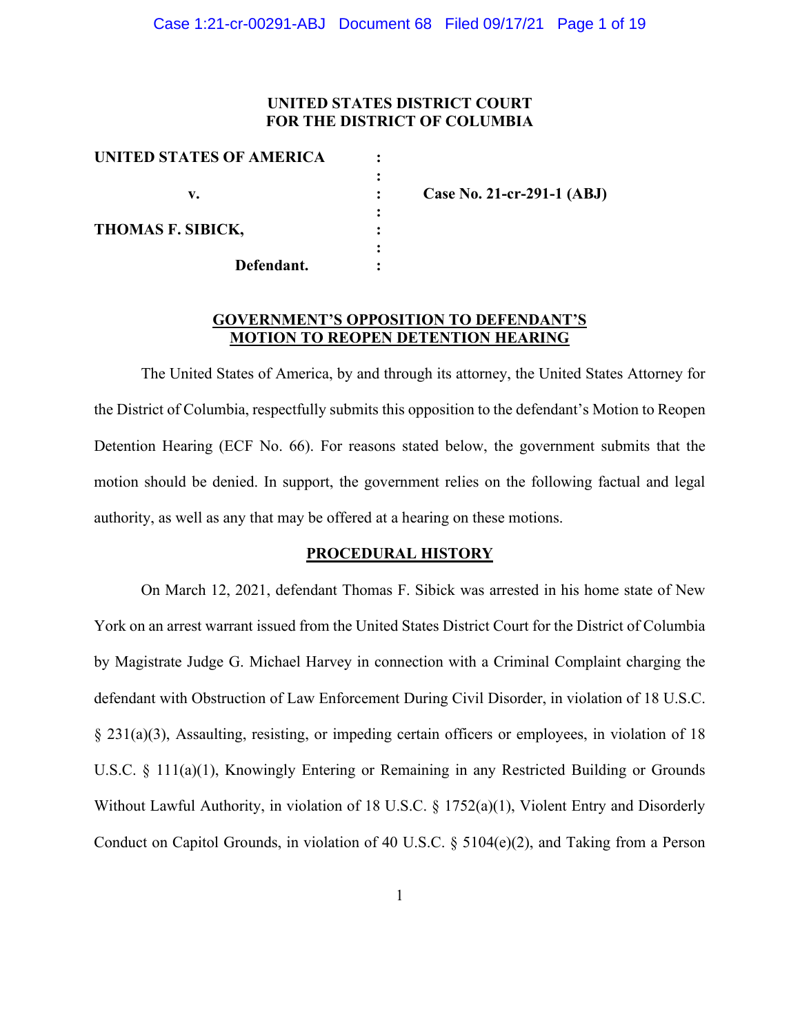**UNITED STATES DISTRICT COURT**
**FOR THE DISTRICT OF COLUMBIA**

| | | |
|---|---|---|
| **UNITED STATES OF AMERICA** | : | |
| | : | |
| **v.** | : | **Case No. 21-cr-291-1 (ABJ)** |
| | : | |
| **THOMAS F. SIBICK,** | : | |
| | : | |
| **Defendant.** | : | |

## GOVERNMENT'S OPPOSITION TO DEFENDANT'S MOTION TO REOPEN DETENTION HEARING

The United States of America, by and through its attorney, the United States Attorney for the District of Columbia, respectfully submits this opposition to the defendant's Motion to Reopen Detention Hearing (ECF No. 66). For reasons stated below, the government submits that the motion should be denied. In support, the government relies on the following factual and legal authority, as well as any that may be offered at a hearing on these motions.

## PROCEDURAL HISTORY

On March 12, 2021, defendant Thomas F. Sibick was arrested in his home state of New York on an arrest warrant issued from the United States District Court for the District of Columbia by Magistrate Judge G. Michael Harvey in connection with a Criminal Complaint charging the defendant with Obstruction of Law Enforcement During Civil Disorder, in violation of 18 U.S.C. § 231(a)(3), Assaulting, resisting, or impeding certain officers or employees, in violation of 18 U.S.C. § 111(a)(1), Knowingly Entering or Remaining in any Restricted Building or Grounds Without Lawful Authority, in violation of 18 U.S.C. § 1752(a)(1), Violent Entry and Disorderly Conduct on Capitol Grounds, in violation of 40 U.S.C. § 5104(e)(2), and Taking from a Person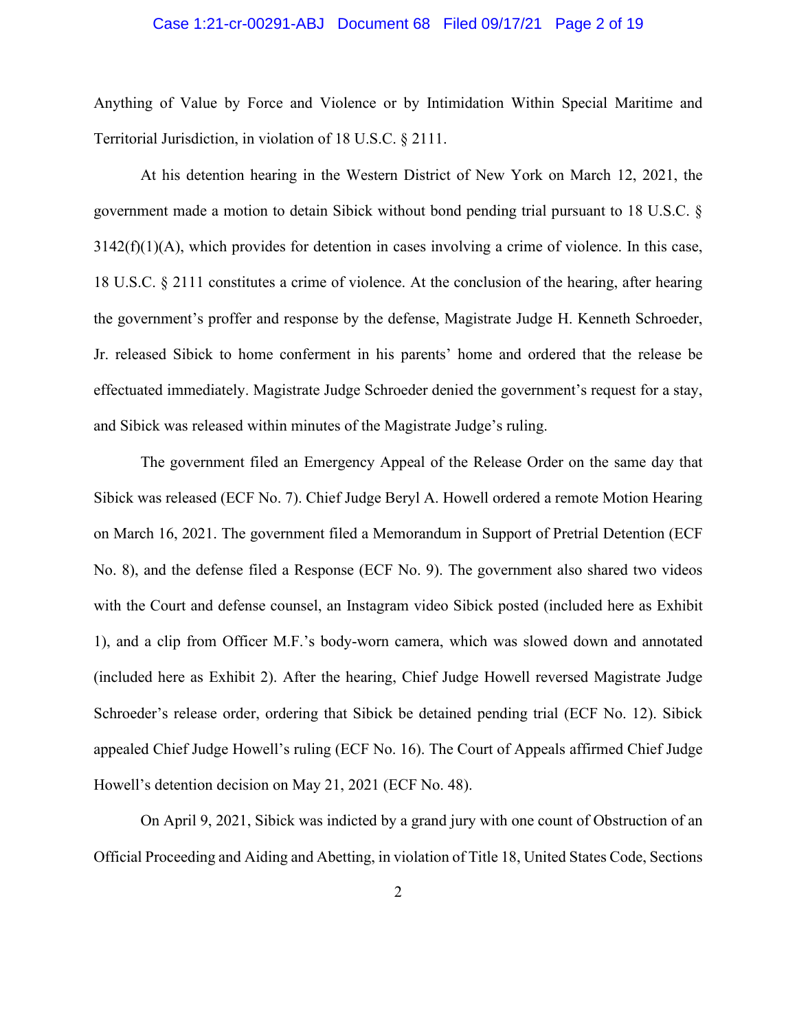Anything of Value by Force and Violence or by Intimidation Within Special Maritime and Territorial Jurisdiction, in violation of 18 U.S.C. § 2111.

At his detention hearing in the Western District of New York on March 12, 2021, the government made a motion to detain Sibick without bond pending trial pursuant to 18 U.S.C. § 3142(f)(1)(A), which provides for detention in cases involving a crime of violence. In this case, 18 U.S.C. § 2111 constitutes a crime of violence. At the conclusion of the hearing, after hearing the government's proffer and response by the defense, Magistrate Judge H. Kenneth Schroeder, Jr. released Sibick to home conferment in his parents' home and ordered that the release be effectuated immediately. Magistrate Judge Schroeder denied the government's request for a stay, and Sibick was released within minutes of the Magistrate Judge's ruling.

The government filed an Emergency Appeal of the Release Order on the same day that Sibick was released (ECF No. 7). Chief Judge Beryl A. Howell ordered a remote Motion Hearing on March 16, 2021. The government filed a Memorandum in Support of Pretrial Detention (ECF No. 8), and the defense filed a Response (ECF No. 9). The government also shared two videos with the Court and defense counsel, an Instagram video Sibick posted (included here as Exhibit 1), and a clip from Officer M.F.'s body-worn camera, which was slowed down and annotated (included here as Exhibit 2). After the hearing, Chief Judge Howell reversed Magistrate Judge Schroeder's release order, ordering that Sibick be detained pending trial (ECF No. 12). Sibick appealed Chief Judge Howell's ruling (ECF No. 16). The Court of Appeals affirmed Chief Judge Howell's detention decision on May 21, 2021 (ECF No. 48).

On April 9, 2021, Sibick was indicted by a grand jury with one count of Obstruction of an Official Proceeding and Aiding and Abetting, in violation of Title 18, United States Code, Sections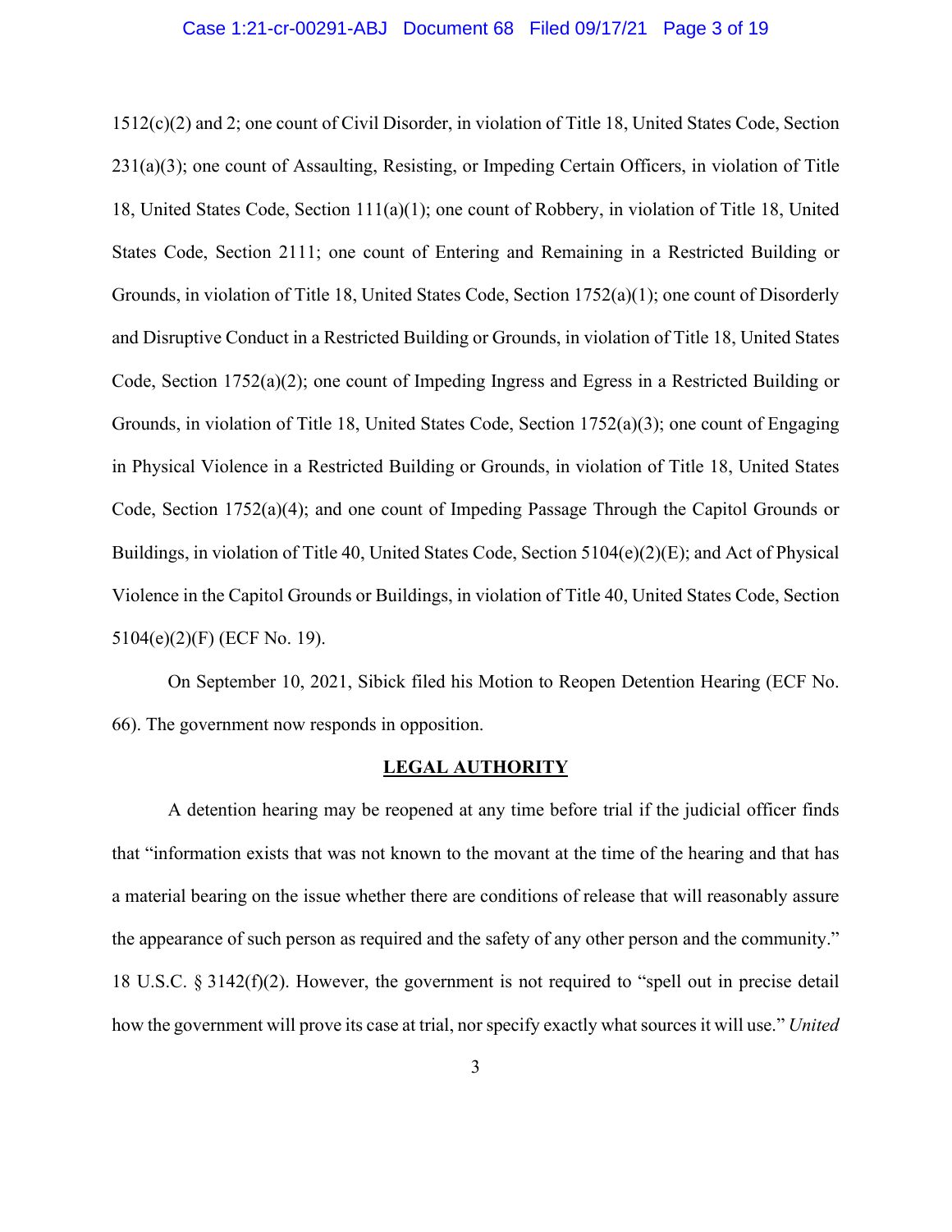1512(c)(2) and 2; one count of Civil Disorder, in violation of Title 18, United States Code, Section 231(a)(3); one count of Assaulting, Resisting, or Impeding Certain Officers, in violation of Title 18, United States Code, Section 111(a)(1); one count of Robbery, in violation of Title 18, United States Code, Section 2111; one count of Entering and Remaining in a Restricted Building or Grounds, in violation of Title 18, United States Code, Section 1752(a)(1); one count of Disorderly and Disruptive Conduct in a Restricted Building or Grounds, in violation of Title 18, United States Code, Section 1752(a)(2); one count of Impeding Ingress and Egress in a Restricted Building or Grounds, in violation of Title 18, United States Code, Section 1752(a)(3); one count of Engaging in Physical Violence in a Restricted Building or Grounds, in violation of Title 18, United States Code, Section 1752(a)(4); and one count of Impeding Passage Through the Capitol Grounds or Buildings, in violation of Title 40, United States Code, Section 5104(e)(2)(E); and Act of Physical Violence in the Capitol Grounds or Buildings, in violation of Title 40, United States Code, Section 5104(e)(2)(F) (ECF No. 19).

On September 10, 2021, Sibick filed his Motion to Reopen Detention Hearing (ECF No. 66). The government now responds in opposition.

## LEGAL AUTHORITY

A detention hearing may be reopened at any time before trial if the judicial officer finds that "information exists that was not known to the movant at the time of the hearing and that has a material bearing on the issue whether there are conditions of release that will reasonably assure the appearance of such person as required and the safety of any other person and the community." 18 U.S.C. § 3142(f)(2). However, the government is not required to "spell out in precise detail how the government will prove its case at trial, nor specify exactly what sources it will use." *United*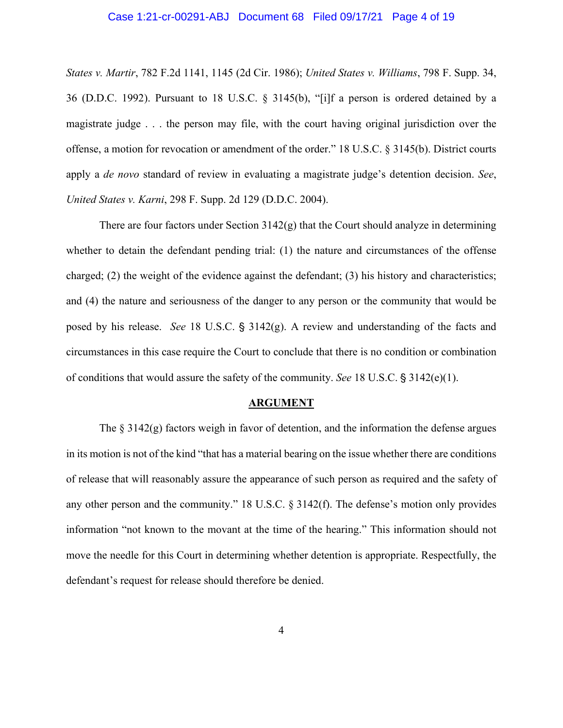*States v. Martir*, 782 F.2d 1141, 1145 (2d Cir. 1986); *United States v. Williams*, 798 F. Supp. 34, 36 (D.D.C. 1992). Pursuant to 18 U.S.C. § 3145(b), "[i]f a person is ordered detained by a magistrate judge . . . the person may file, with the court having original jurisdiction over the offense, a motion for revocation or amendment of the order." 18 U.S.C. § 3145(b). District courts apply a *de novo* standard of review in evaluating a magistrate judge's detention decision. *See*, *United States v. Karni*, 298 F. Supp. 2d 129 (D.D.C. 2004).

There are four factors under Section 3142(g) that the Court should analyze in determining whether to detain the defendant pending trial: (1) the nature and circumstances of the offense charged; (2) the weight of the evidence against the defendant; (3) his history and characteristics; and (4) the nature and seriousness of the danger to any person or the community that would be posed by his release. *See* 18 U.S.C. § 3142(g). A review and understanding of the facts and circumstances in this case require the Court to conclude that there is no condition or combination of conditions that would assure the safety of the community. *See* 18 U.S.C. § 3142(e)(1).

## ARGUMENT

The § 3142(g) factors weigh in favor of detention, and the information the defense argues in its motion is not of the kind "that has a material bearing on the issue whether there are conditions of release that will reasonably assure the appearance of such person as required and the safety of any other person and the community." 18 U.S.C. § 3142(f). The defense's motion only provides information "not known to the movant at the time of the hearing." This information should not move the needle for this Court in determining whether detention is appropriate. Respectfully, the defendant's request for release should therefore be denied.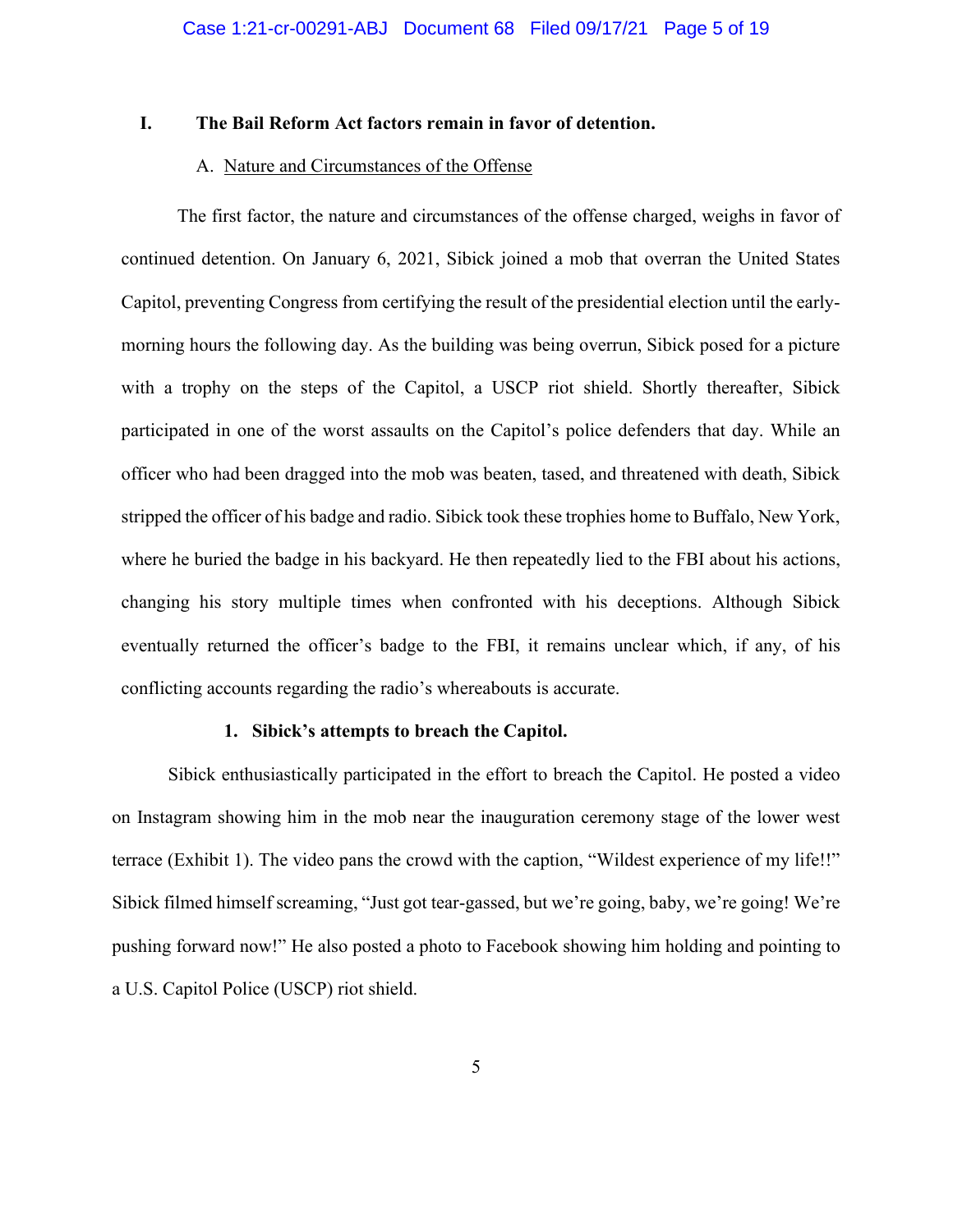## I. The Bail Reform Act factors remain in favor of detention.

### A. Nature and Circumstances of the Offense

The first factor, the nature and circumstances of the offense charged, weighs in favor of continued detention. On January 6, 2021, Sibick joined a mob that overran the United States Capitol, preventing Congress from certifying the result of the presidential election until the early-morning hours the following day. As the building was being overrun, Sibick posed for a picture with a trophy on the steps of the Capitol, a USCP riot shield. Shortly thereafter, Sibick participated in one of the worst assaults on the Capitol's police defenders that day. While an officer who had been dragged into the mob was beaten, tased, and threatened with death, Sibick stripped the officer of his badge and radio. Sibick took these trophies home to Buffalo, New York, where he buried the badge in his backyard. He then repeatedly lied to the FBI about his actions, changing his story multiple times when confronted with his deceptions. Although Sibick eventually returned the officer's badge to the FBI, it remains unclear which, if any, of his conflicting accounts regarding the radio's whereabouts is accurate.

#### 1. Sibick's attempts to breach the Capitol.

Sibick enthusiastically participated in the effort to breach the Capitol. He posted a video on Instagram showing him in the mob near the inauguration ceremony stage of the lower west terrace (Exhibit 1). The video pans the crowd with the caption, "Wildest experience of my life!!" Sibick filmed himself screaming, "Just got tear-gassed, but we're going, baby, we're going! We're pushing forward now!" He also posted a photo to Facebook showing him holding and pointing to a U.S. Capitol Police (USCP) riot shield.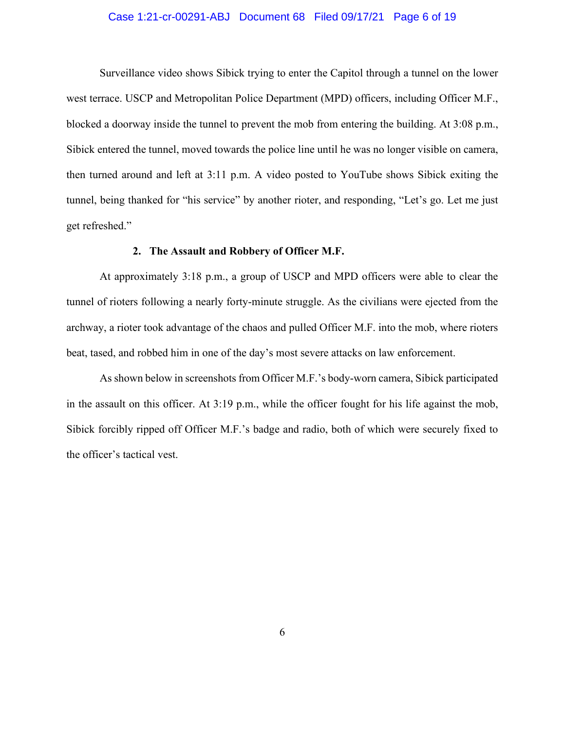Surveillance video shows Sibick trying to enter the Capitol through a tunnel on the lower west terrace. USCP and Metropolitan Police Department (MPD) officers, including Officer M.F., blocked a doorway inside the tunnel to prevent the mob from entering the building. At 3:08 p.m., Sibick entered the tunnel, moved towards the police line until he was no longer visible on camera, then turned around and left at 3:11 p.m. A video posted to YouTube shows Sibick exiting the tunnel, being thanked for "his service" by another rioter, and responding, "Let's go. Let me just get refreshed."

### 2. The Assault and Robbery of Officer M.F.

At approximately 3:18 p.m., a group of USCP and MPD officers were able to clear the tunnel of rioters following a nearly forty-minute struggle. As the civilians were ejected from the archway, a rioter took advantage of the chaos and pulled Officer M.F. into the mob, where rioters beat, tased, and robbed him in one of the day's most severe attacks on law enforcement.

As shown below in screenshots from Officer M.F.'s body-worn camera, Sibick participated in the assault on this officer. At 3:19 p.m., while the officer fought for his life against the mob, Sibick forcibly ripped off Officer M.F.'s badge and radio, both of which were securely fixed to the officer's tactical vest.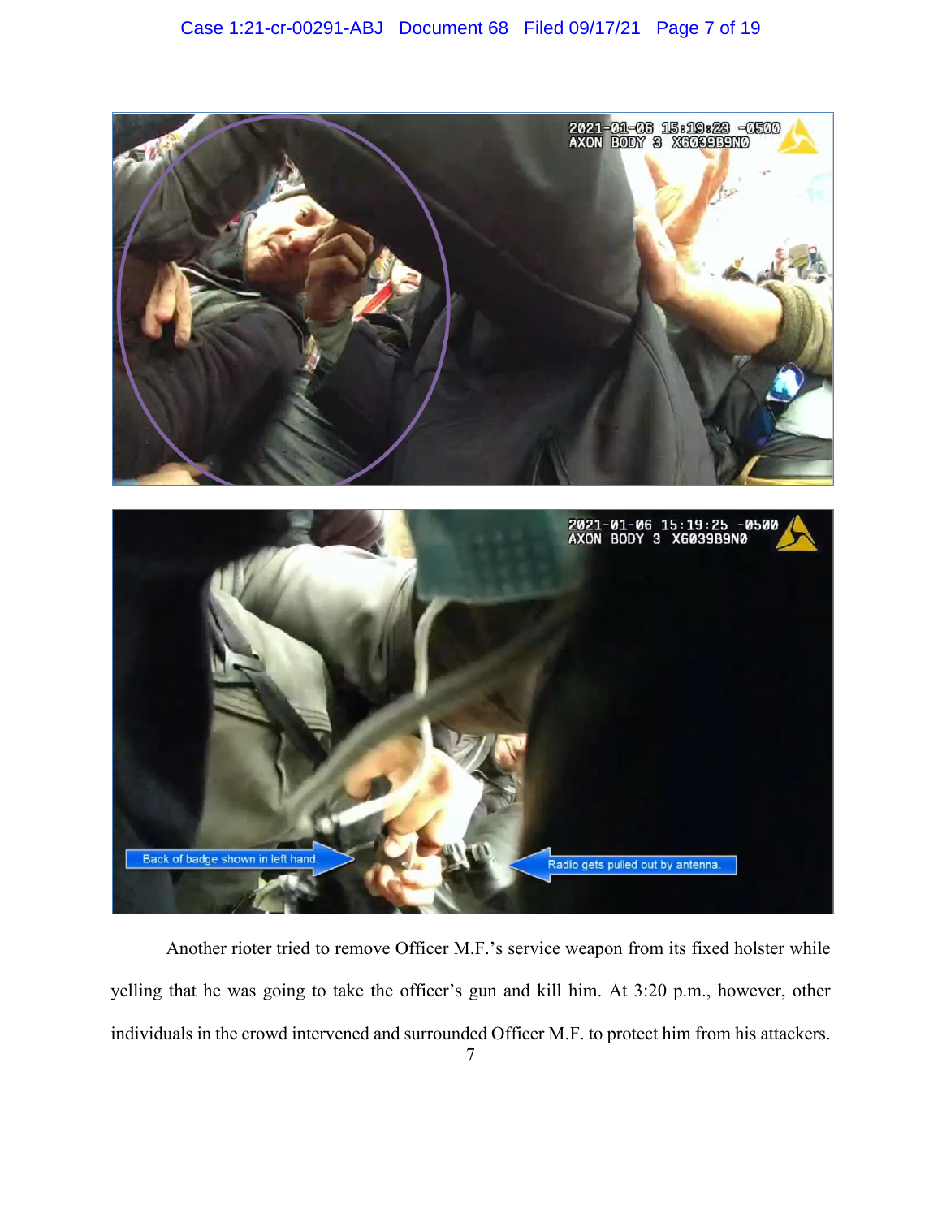Another rioter tried to remove Officer M.F.'s service weapon from its fixed holster while yelling that he was going to take the officer's gun and kill him. At 3:20 p.m., however, other individuals in the crowd intervened and surrounded Officer M.F. to protect him from his attackers.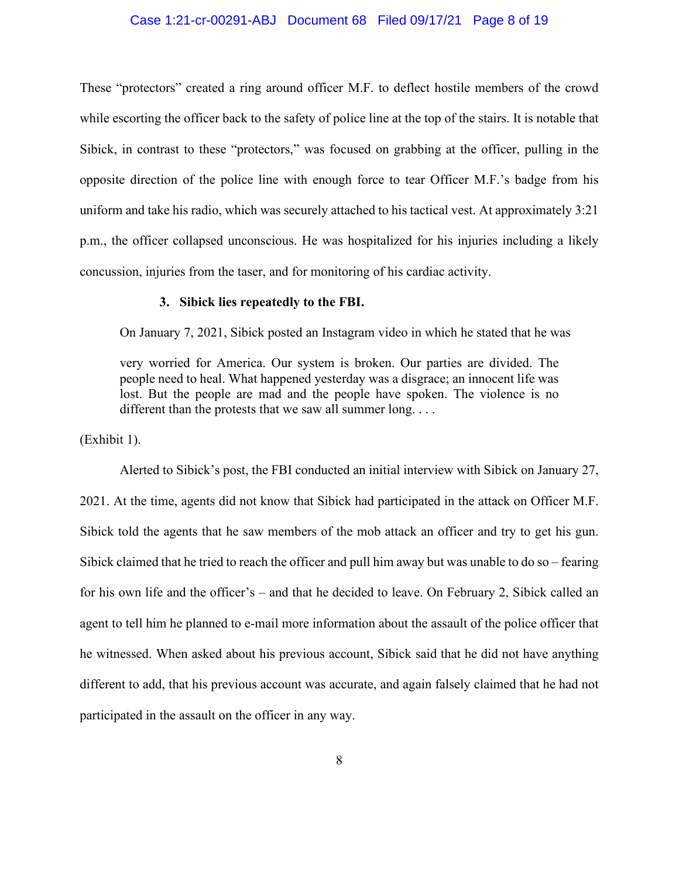These "protectors" created a ring around officer M.F. to deflect hostile members of the crowd while escorting the officer back to the safety of police line at the top of the stairs. It is notable that Sibick, in contrast to these "protectors," was focused on grabbing at the officer, pulling in the opposite direction of the police line with enough force to tear Officer M.F.'s badge from his uniform and take his radio, which was securely attached to his tactical vest. At approximately 3:21 p.m., the officer collapsed unconscious. He was hospitalized for his injuries including a likely concussion, injuries from the taser, and for monitoring of his cardiac activity.

### 3. Sibick lies repeatedly to the FBI.

On January 7, 2021, Sibick posted an Instagram video in which he stated that he was

> very worried for America. Our system is broken. Our parties are divided. The people need to heal. What happened yesterday was a disgrace; an innocent life was lost. But the people are mad and the people have spoken. The violence is no different than the protests that we saw all summer long. . . .

(Exhibit 1).

Alerted to Sibick's post, the FBI conducted an initial interview with Sibick on January 27, 2021. At the time, agents did not know that Sibick had participated in the attack on Officer M.F. Sibick told the agents that he saw members of the mob attack an officer and try to get his gun. Sibick claimed that he tried to reach the officer and pull him away but was unable to do so – fearing for his own life and the officer's – and that he decided to leave. On February 2, Sibick called an agent to tell him he planned to e-mail more information about the assault of the police officer that he witnessed. When asked about his previous account, Sibick said that he did not have anything different to add, that his previous account was accurate, and again falsely claimed that he had not participated in the assault on the officer in any way.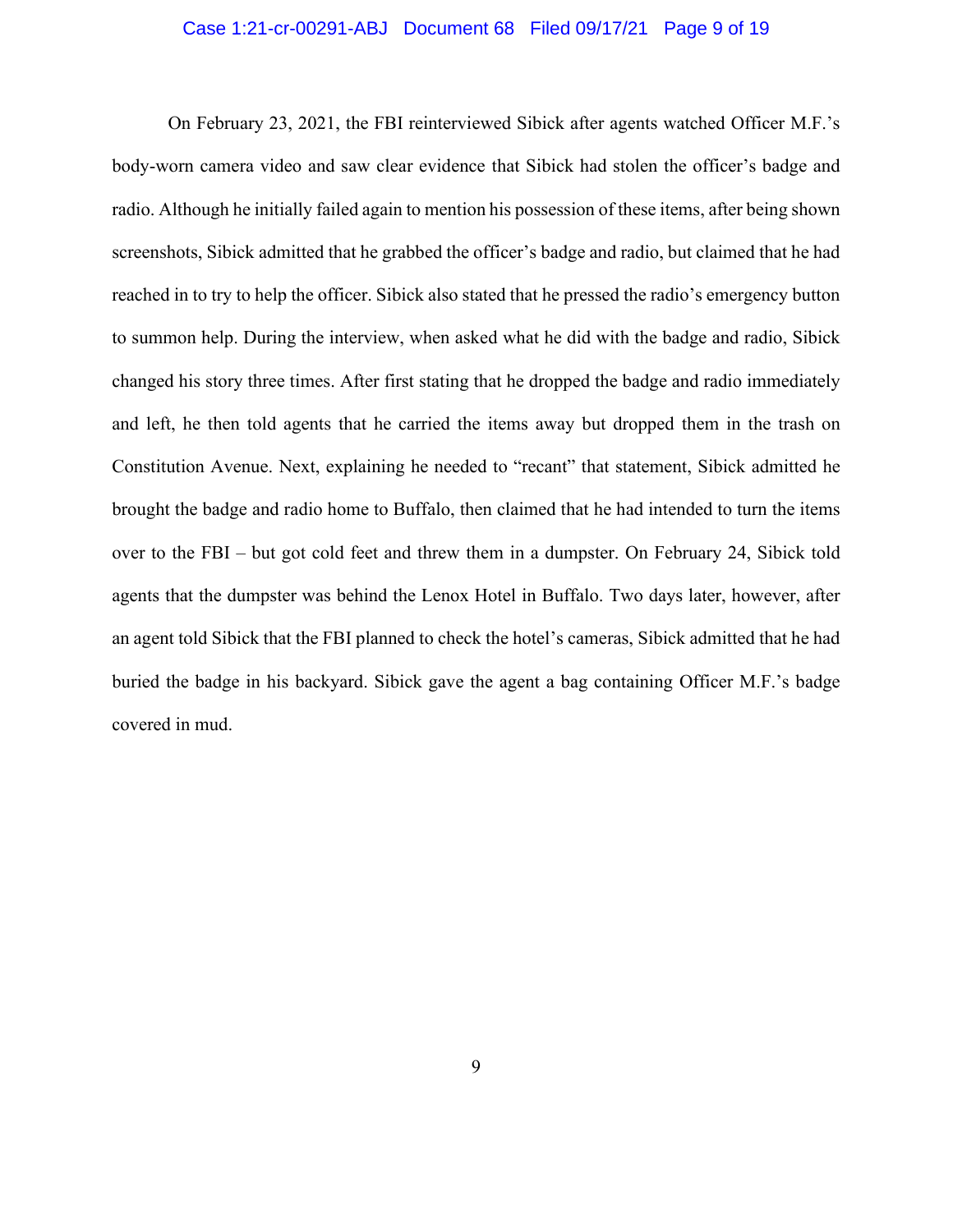On February 23, 2021, the FBI reinterviewed Sibick after agents watched Officer M.F.'s body-worn camera video and saw clear evidence that Sibick had stolen the officer's badge and radio. Although he initially failed again to mention his possession of these items, after being shown screenshots, Sibick admitted that he grabbed the officer's badge and radio, but claimed that he had reached in to try to help the officer. Sibick also stated that he pressed the radio's emergency button to summon help. During the interview, when asked what he did with the badge and radio, Sibick changed his story three times. After first stating that he dropped the badge and radio immediately and left, he then told agents that he carried the items away but dropped them in the trash on Constitution Avenue. Next, explaining he needed to "recant" that statement, Sibick admitted he brought the badge and radio home to Buffalo, then claimed that he had intended to turn the items over to the FBI – but got cold feet and threw them in a dumpster. On February 24, Sibick told agents that the dumpster was behind the Lenox Hotel in Buffalo. Two days later, however, after an agent told Sibick that the FBI planned to check the hotel's cameras, Sibick admitted that he had buried the badge in his backyard. Sibick gave the agent a bag containing Officer M.F.'s badge covered in mud.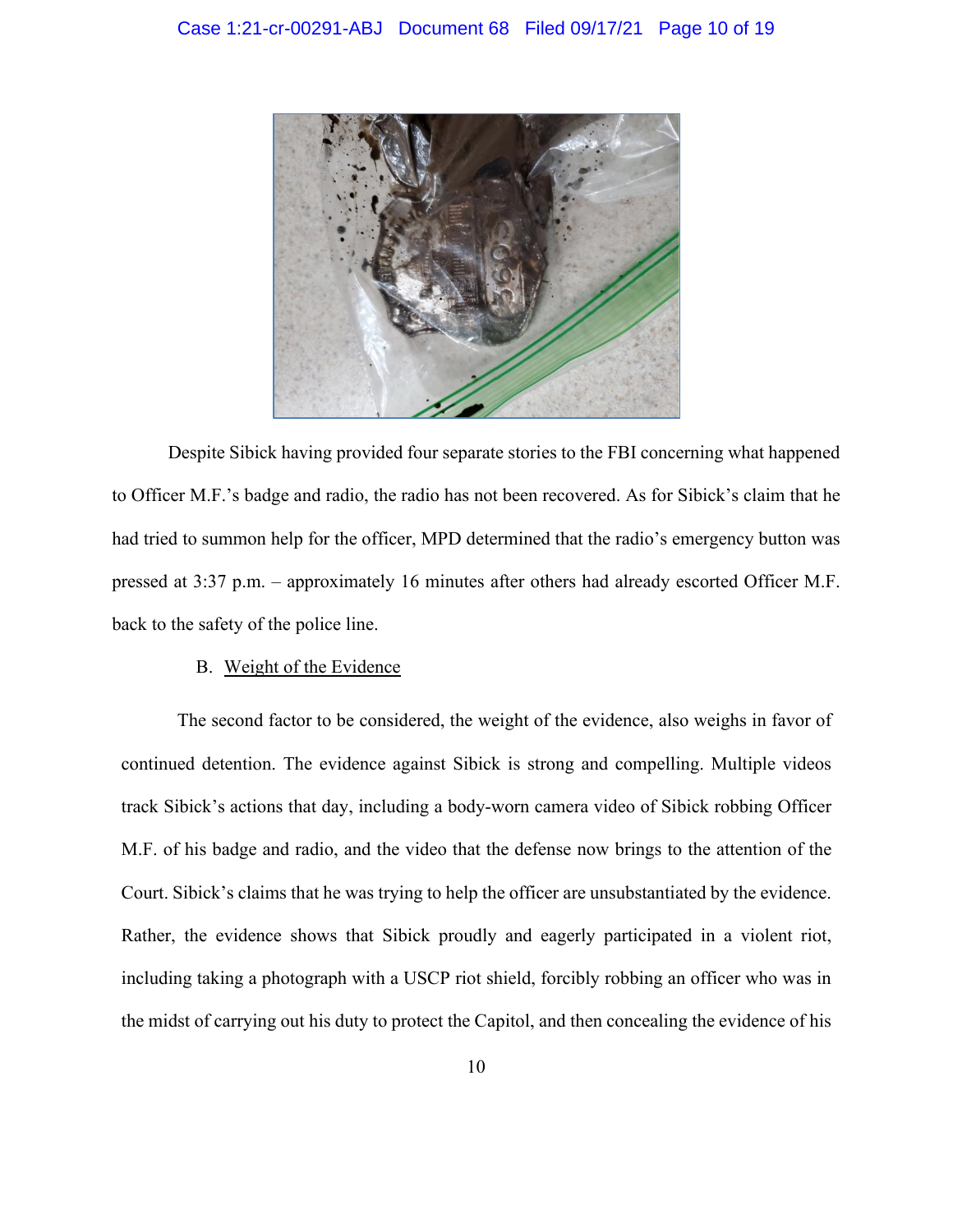Despite Sibick having provided four separate stories to the FBI concerning what happened to Officer M.F.'s badge and radio, the radio has not been recovered. As for Sibick's claim that he had tried to summon help for the officer, MPD determined that the radio's emergency button was pressed at 3:37 p.m. – approximately 16 minutes after others had already escorted Officer M.F. back to the safety of the police line.

B. Weight of the Evidence

The second factor to be considered, the weight of the evidence, also weighs in favor of continued detention. The evidence against Sibick is strong and compelling. Multiple videos track Sibick's actions that day, including a body-worn camera video of Sibick robbing Officer M.F. of his badge and radio, and the video that the defense now brings to the attention of the Court. Sibick's claims that he was trying to help the officer are unsubstantiated by the evidence. Rather, the evidence shows that Sibick proudly and eagerly participated in a violent riot, including taking a photograph with a USCP riot shield, forcibly robbing an officer who was in the midst of carrying out his duty to protect the Capitol, and then concealing the evidence of his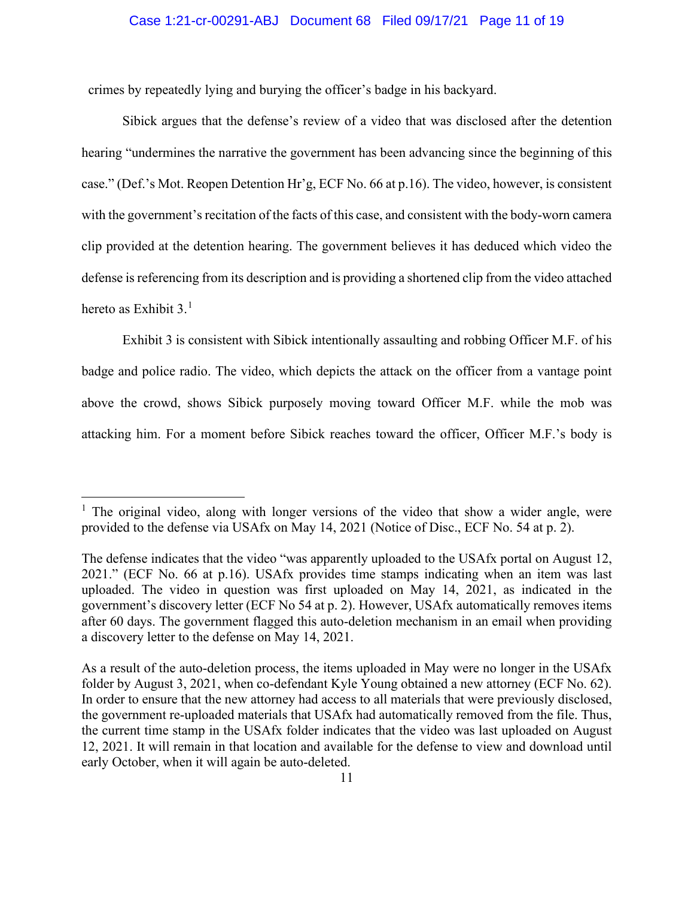crimes by repeatedly lying and burying the officer's badge in his backyard.

Sibick argues that the defense's review of a video that was disclosed after the detention hearing "undermines the narrative the government has been advancing since the beginning of this case." (Def.'s Mot. Reopen Detention Hr'g, ECF No. 66 at p.16). The video, however, is consistent with the government's recitation of the facts of this case, and consistent with the body-worn camera clip provided at the detention hearing. The government believes it has deduced which video the defense is referencing from its description and is providing a shortened clip from the video attached hereto as Exhibit 3.[1]

Exhibit 3 is consistent with Sibick intentionally assaulting and robbing Officer M.F. of his badge and police radio. The video, which depicts the attack on the officer from a vantage point above the crowd, shows Sibick purposely moving toward Officer M.F. while the mob was attacking him. For a moment before Sibick reaches toward the officer, Officer M.F.'s body is

---

[1] The original video, along with longer versions of the video that show a wider angle, were provided to the defense via USAfx on May 14, 2021 (Notice of Disc., ECF No. 54 at p. 2).

The defense indicates that the video "was apparently uploaded to the USAfx portal on August 12, 2021." (ECF No. 66 at p.16). USAfx provides time stamps indicating when an item was last uploaded. The video in question was first uploaded on May 14, 2021, as indicated in the government's discovery letter (ECF No 54 at p. 2). However, USAfx automatically removes items after 60 days. The government flagged this auto-deletion mechanism in an email when providing a discovery letter to the defense on May 14, 2021.

As a result of the auto-deletion process, the items uploaded in May were no longer in the USAfx folder by August 3, 2021, when co-defendant Kyle Young obtained a new attorney (ECF No. 62). In order to ensure that the new attorney had access to all materials that were previously disclosed, the government re-uploaded materials that USAfx had automatically removed from the file. Thus, the current time stamp in the USAfx folder indicates that the video was last uploaded on August 12, 2021. It will remain in that location and available for the defense to view and download until early October, when it will again be auto-deleted.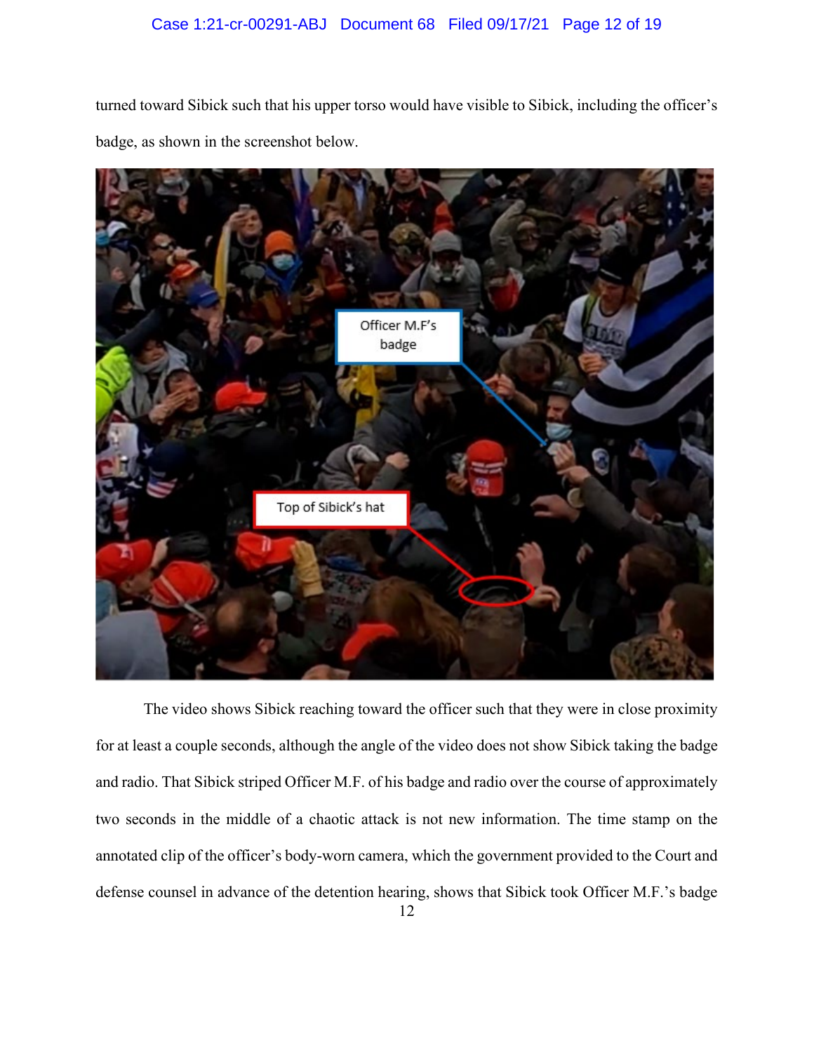turned toward Sibick such that his upper torso would have visible to Sibick, including the officer's badge, as shown in the screenshot below.

The video shows Sibick reaching toward the officer such that they were in close proximity for at least a couple seconds, although the angle of the video does not show Sibick taking the badge and radio. That Sibick striped Officer M.F. of his badge and radio over the course of approximately two seconds in the middle of a chaotic attack is not new information. The time stamp on the annotated clip of the officer's body-worn camera, which the government provided to the Court and defense counsel in advance of the detention hearing, shows that Sibick took Officer M.F.'s badge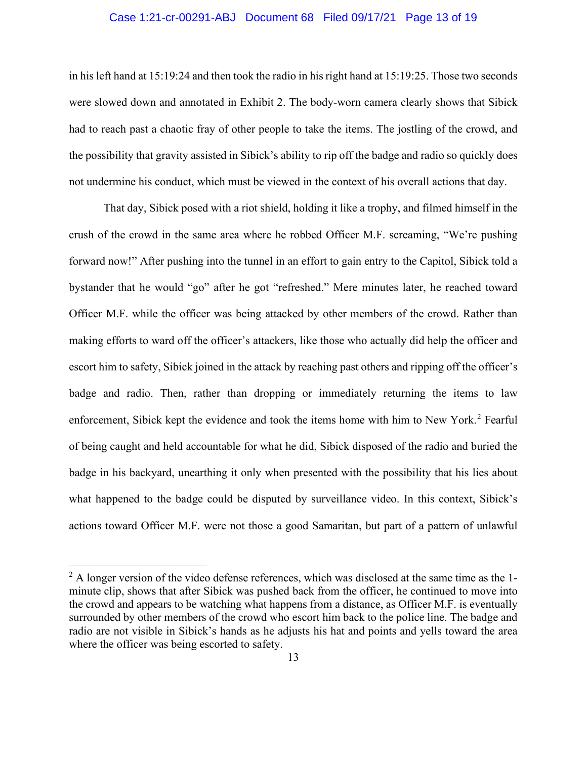in his left hand at 15:19:24 and then took the radio in his right hand at 15:19:25. Those two seconds were slowed down and annotated in Exhibit 2. The body-worn camera clearly shows that Sibick had to reach past a chaotic fray of other people to take the items. The jostling of the crowd, and the possibility that gravity assisted in Sibick's ability to rip off the badge and radio so quickly does not undermine his conduct, which must be viewed in the context of his overall actions that day.

That day, Sibick posed with a riot shield, holding it like a trophy, and filmed himself in the crush of the crowd in the same area where he robbed Officer M.F. screaming, "We're pushing forward now!" After pushing into the tunnel in an effort to gain entry to the Capitol, Sibick told a bystander that he would "go" after he got "refreshed." Mere minutes later, he reached toward Officer M.F. while the officer was being attacked by other members of the crowd. Rather than making efforts to ward off the officer's attackers, like those who actually did help the officer and escort him to safety, Sibick joined in the attack by reaching past others and ripping off the officer's badge and radio. Then, rather than dropping or immediately returning the items to law enforcement, Sibick kept the evidence and took the items home with him to New York.[2] Fearful of being caught and held accountable for what he did, Sibick disposed of the radio and buried the badge in his backyard, unearthing it only when presented with the possibility that his lies about what happened to the badge could be disputed by surveillance video. In this context, Sibick's actions toward Officer M.F. were not those a good Samaritan, but part of a pattern of unlawful

---

[2] A longer version of the video defense references, which was disclosed at the same time as the 1-minute clip, shows that after Sibick was pushed back from the officer, he continued to move into the crowd and appears to be watching what happens from a distance, as Officer M.F. is eventually surrounded by other members of the crowd who escort him back to the police line. The badge and radio are not visible in Sibick's hands as he adjusts his hat and points and yells toward the area where the officer was being escorted to safety.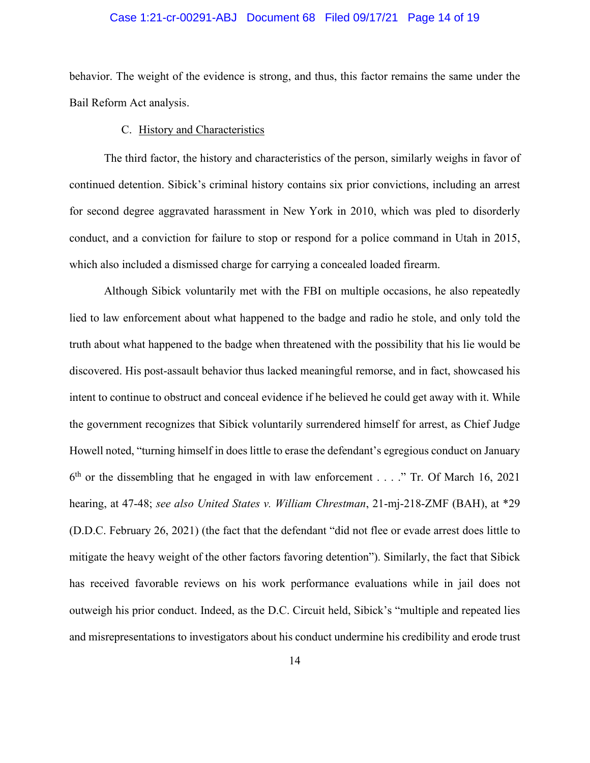behavior. The weight of the evidence is strong, and thus, this factor remains the same under the Bail Reform Act analysis.

C. History and Characteristics

The third factor, the history and characteristics of the person, similarly weighs in favor of continued detention. Sibick's criminal history contains six prior convictions, including an arrest for second degree aggravated harassment in New York in 2010, which was pled to disorderly conduct, and a conviction for failure to stop or respond for a police command in Utah in 2015, which also included a dismissed charge for carrying a concealed loaded firearm.

Although Sibick voluntarily met with the FBI on multiple occasions, he also repeatedly lied to law enforcement about what happened to the badge and radio he stole, and only told the truth about what happened to the badge when threatened with the possibility that his lie would be discovered. His post-assault behavior thus lacked meaningful remorse, and in fact, showcased his intent to continue to obstruct and conceal evidence if he believed he could get away with it. While the government recognizes that Sibick voluntarily surrendered himself for arrest, as Chief Judge Howell noted, "turning himself in does little to erase the defendant's egregious conduct on January 6th or the dissembling that he engaged in with law enforcement . . . ." Tr. Of March 16, 2021 hearing, at 47-48; *see also United States v. William Chrestman*, 21-mj-218-ZMF (BAH), at *29 (D.D.C. February 26, 2021) (the fact that the defendant "did not flee or evade arrest does little to mitigate the heavy weight of the other factors favoring detention"). Similarly, the fact that Sibick has received favorable reviews on his work performance evaluations while in jail does not outweigh his prior conduct. Indeed, as the D.C. Circuit held, Sibick's "multiple and repeated lies and misrepresentations to investigators about his conduct undermine his credibility and erode trust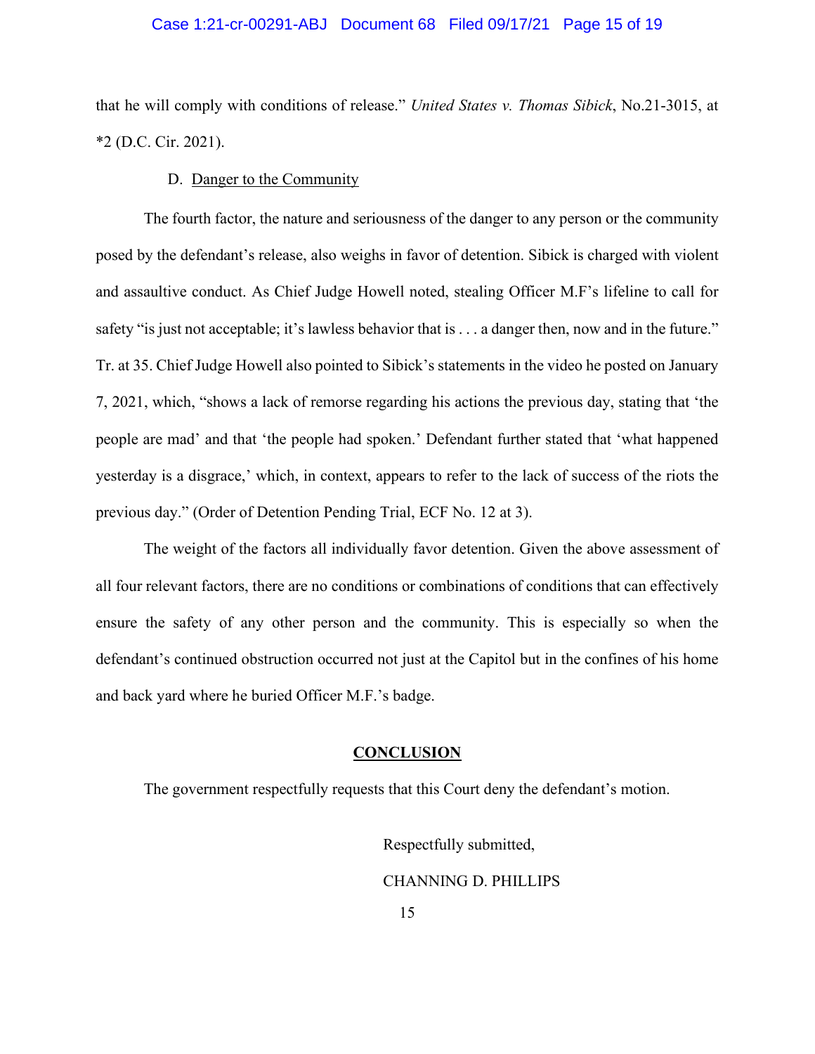that he will comply with conditions of release." *United States v. Thomas Sibick*, No.21-3015, at *2 (D.C. Cir. 2021).

D. Danger to the Community

The fourth factor, the nature and seriousness of the danger to any person or the community posed by the defendant's release, also weighs in favor of detention. Sibick is charged with violent and assaultive conduct. As Chief Judge Howell noted, stealing Officer M.F's lifeline to call for safety "is just not acceptable; it's lawless behavior that is . . . a danger then, now and in the future." Tr. at 35. Chief Judge Howell also pointed to Sibick's statements in the video he posted on January 7, 2021, which, "shows a lack of remorse regarding his actions the previous day, stating that 'the people are mad' and that 'the people had spoken.' Defendant further stated that 'what happened yesterday is a disgrace,' which, in context, appears to refer to the lack of success of the riots the previous day." (Order of Detention Pending Trial, ECF No. 12 at 3).

The weight of the factors all individually favor detention. Given the above assessment of all four relevant factors, there are no conditions or combinations of conditions that can effectively ensure the safety of any other person and the community. This is especially so when the defendant's continued obstruction occurred not just at the Capitol but in the confines of his home and back yard where he buried Officer M.F.'s badge.

## CONCLUSION

The government respectfully requests that this Court deny the defendant's motion.

Respectfully submitted,

CHANNING D. PHILLIPS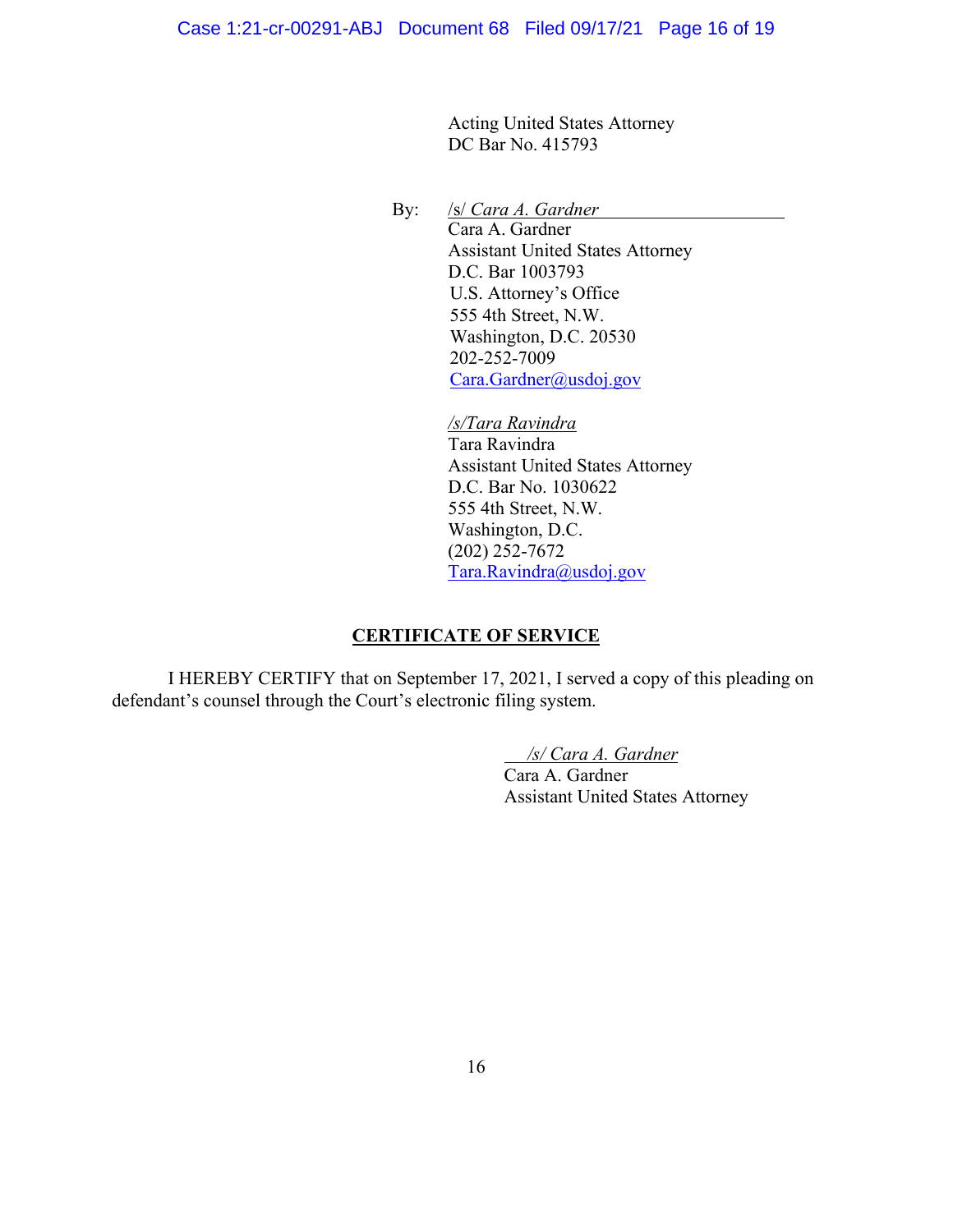Acting United States Attorney
DC Bar No. 415793

By: */s/ Cara A. Gardner*
Cara A. Gardner
Assistant United States Attorney
D.C. Bar 1003793
U.S. Attorney's Office
555 4th Street, N.W.
Washington, D.C. 20530
202-252-7009
Cara.Gardner@usdoj.gov

*/s/Tara Ravindra*
Tara Ravindra
Assistant United States Attorney
D.C. Bar No. 1030622
555 4th Street, N.W.
Washington, D.C.
(202) 252-7672
Tara.Ravindra@usdoj.gov

**CERTIFICATE OF SERVICE**

I HEREBY CERTIFY that on September 17, 2021, I served a copy of this pleading on defendant's counsel through the Court's electronic filing system.

*/s/ Cara A. Gardner*
Cara A. Gardner
Assistant United States Attorney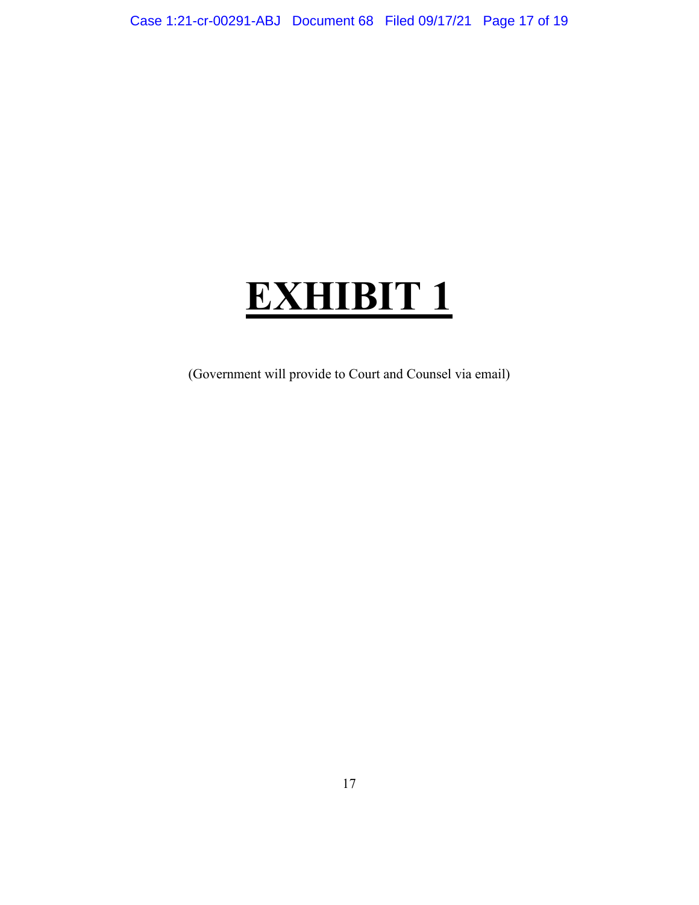# **EXHIBIT 1**

(Government will provide to Court and Counsel via email)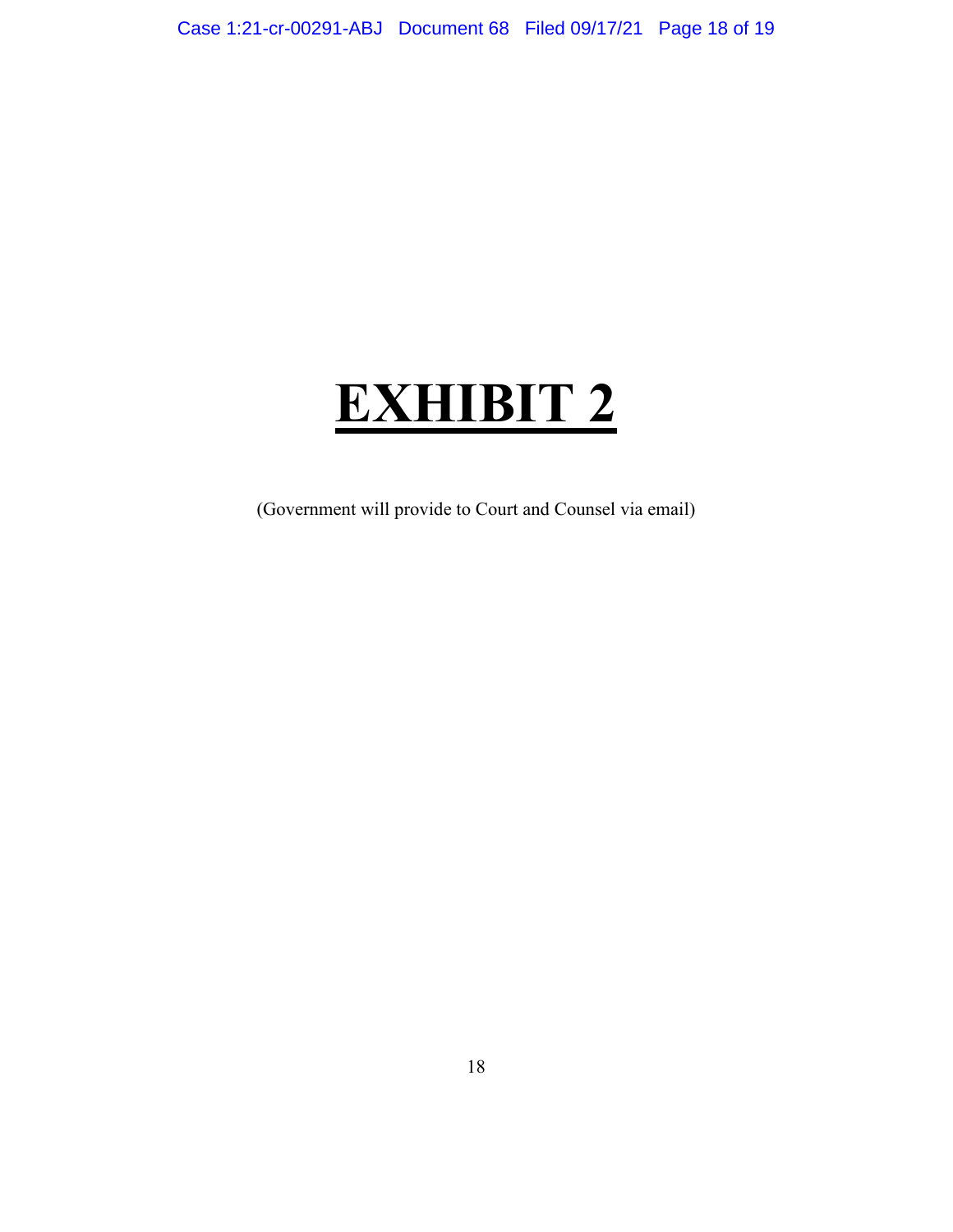# **EXHIBIT 2**

(Government will provide to Court and Counsel via email)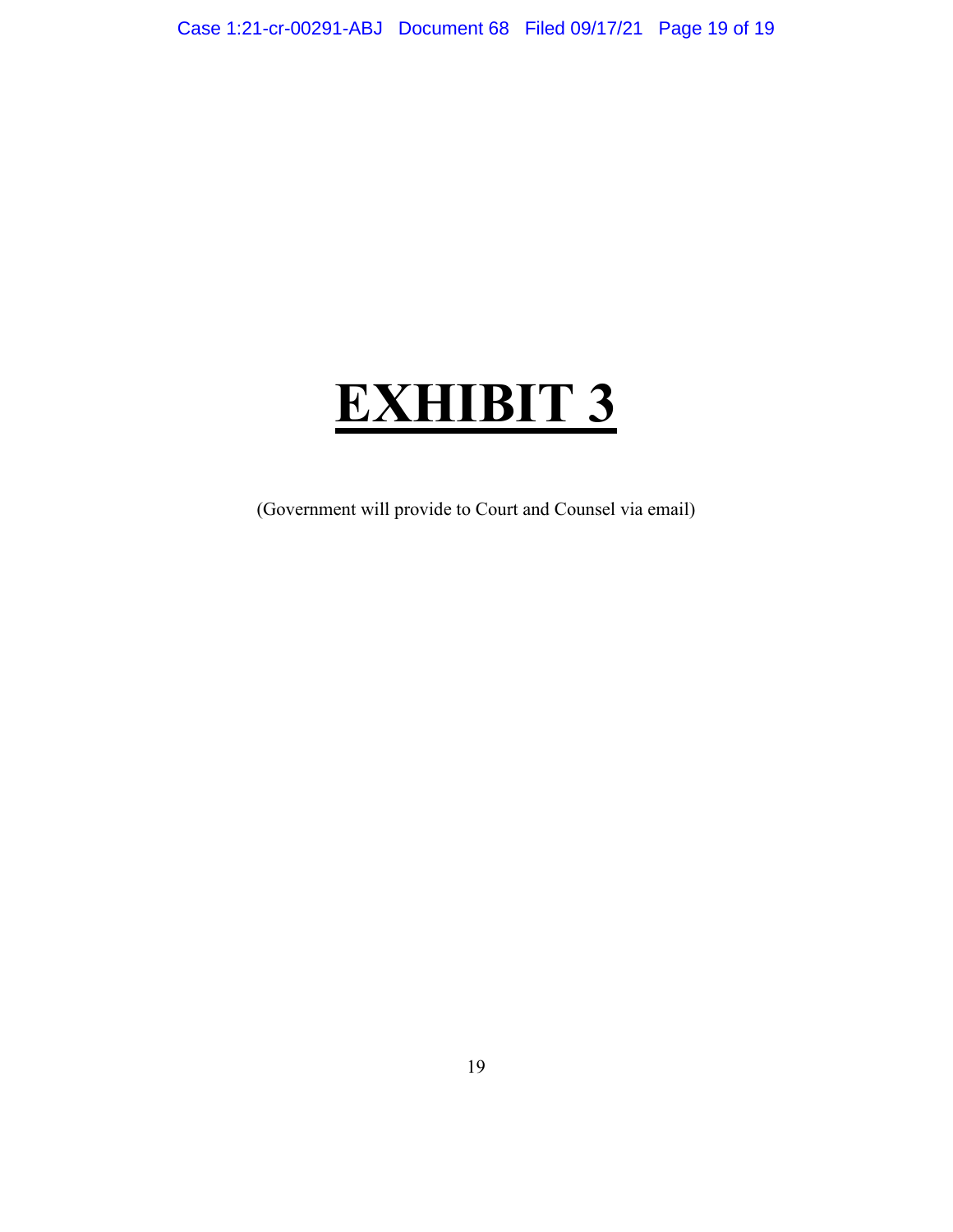# EXHIBIT 3

(Government will provide to Court and Counsel via email)